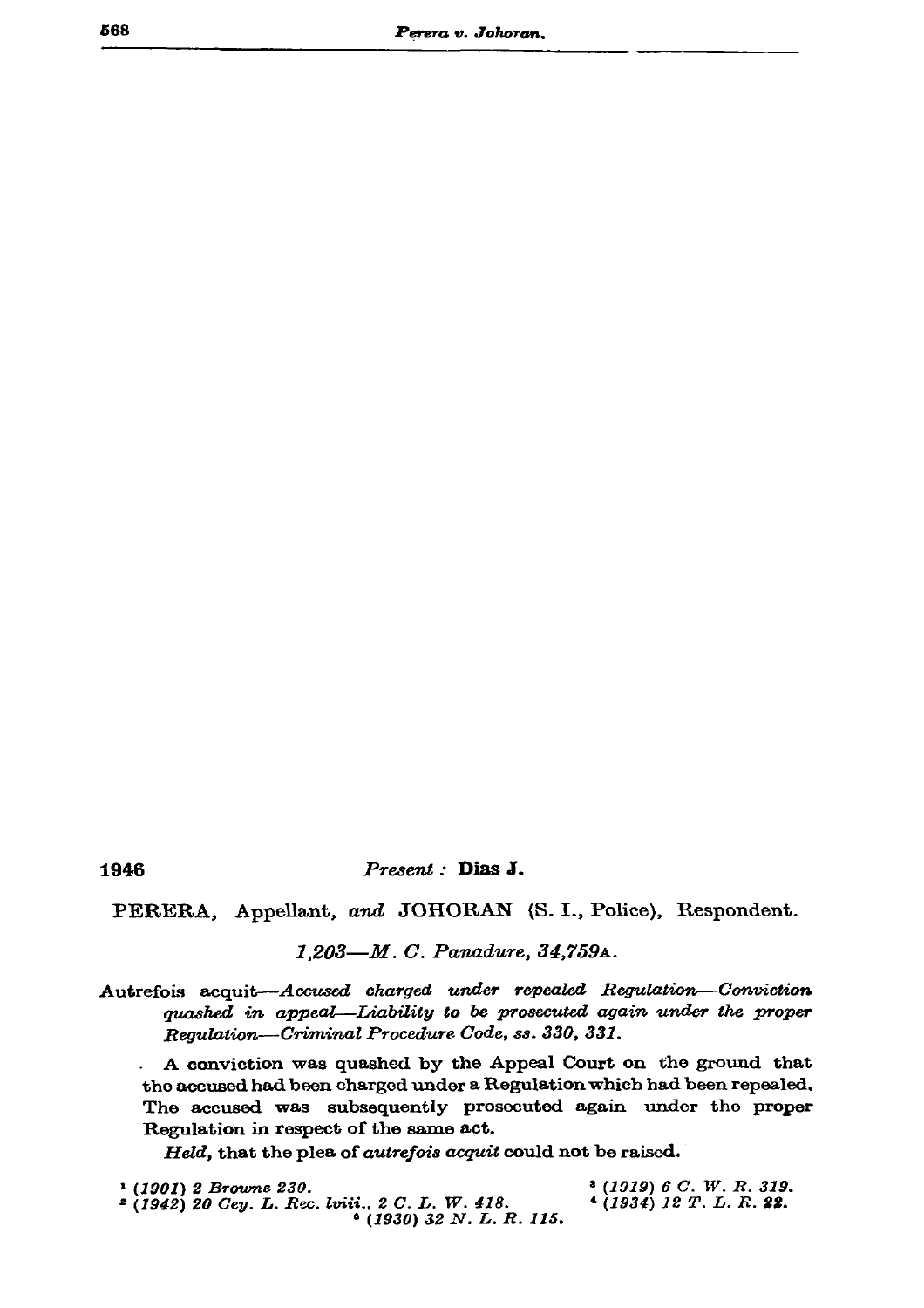1946 *Present :* **Dias J.**

PERERA, Appellant, *and* JOHORAN (S. I., Police), Respondent.

*1,203—M. C. Panadure, 34,759A.*

Autrefois acquit—*Accused charged under repealed Regulation—Conviction quashed in appeal—Liability to be prosecuted again under the proper Regulation—Criminal Procedure Code, ss. 330, 331.*

A conviction was quashed by the Appeal Court on the ground that the accused had been charged under a Regulation which had been repealed. The accused was subsequently prosecuted again under the proper Regulation in respect of the same act.

*Held,* that the plea of *autrefois acquit* could not be raised.

[1] *(1901) 2 Browne 230.*

[2] *(1942) 20 Cey. L. Rec. lviii., 2 C. L. W. 418.*

[3] *(1919) 6 C. W. R. 319.*

[4] *(1934) 12 T. L. R. 22.*

[5] *(1930) 32 N. L. R. 115.*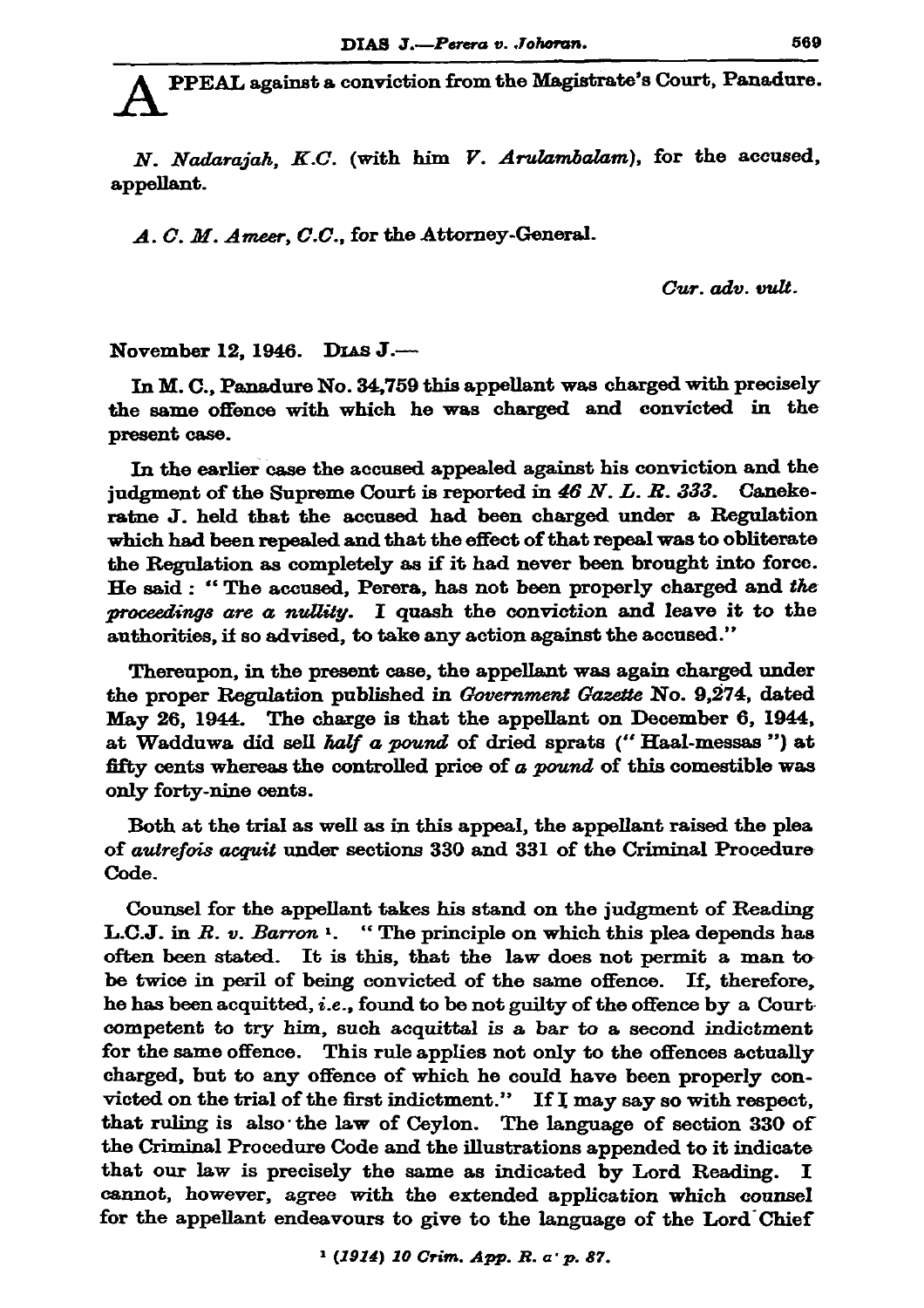APPEAL against a conviction from the Magistrate's Court, Panadure.

*N. Nadarajah, K.C.* (with him *V. Arulambalam*), for the accused, appellant.

*A. C. M. Ameer, C.C.*, for the Attorney-General.

*Cur. adv. vult.*

November 12, 1946. DIAS J.—

In M. C., Panadure No. 34,759 this appellant was charged with precisely the same offence with which he was charged and convicted in the present case.

In the earlier case the accused appealed against his conviction and the judgment of the Supreme Court is reported in *46 N. L. R. 333*. Canekeratne J. held that the accused had been charged under a Regulation which had been repealed and that the effect of that repeal was to obliterate the Regulation as completely as if it had never been brought into force. He said : "The accused, Perera, has not been properly charged and *the proceedings are a nullity*. I quash the conviction and leave it to the authorities, if so advised, to take any action against the accused."

Thereupon, in the present case, the appellant was again charged under the proper Regulation published in *Government Gazette* No. 9,274, dated May 26, 1944. The charge is that the appellant on December 6, 1944, at Wadduwa did sell *half a pound* of dried sprats ("Haal-messas") at fifty cents whereas the controlled price of *a pound* of this comestible was only forty-nine cents.

Both at the trial as well as in this appeal, the appellant raised the plea of *autrefois acquit* under sections 330 and 331 of the Criminal Procedure Code.

Counsel for the appellant takes his stand on the judgment of Reading L.C.J. in *R. v. Barron* [1]. "The principle on which this plea depends has often been stated. It is this, that the law does not permit a man to be twice in peril of being convicted of the same offence. If, therefore, he has been acquitted, *i.e.*, found to be not guilty of the offence by a Court competent to try him, such acquittal is a bar to a second indictment for the same offence. This rule applies not only to the offences actually charged, but to any offence of which he could have been properly convicted on the trial of the first indictment." If I may say so with respect, that ruling is also the law of Ceylon. The language of section 330 of the Criminal Procedure Code and the illustrations appended to it indicate that our law is precisely the same as indicated by Lord Reading. I cannot, however, agree with the extended application which counsel for the appellant endeavours to give to the language of the Lord Chief

[1] *(1914) 10 Crim. App. R. a' p. 87.*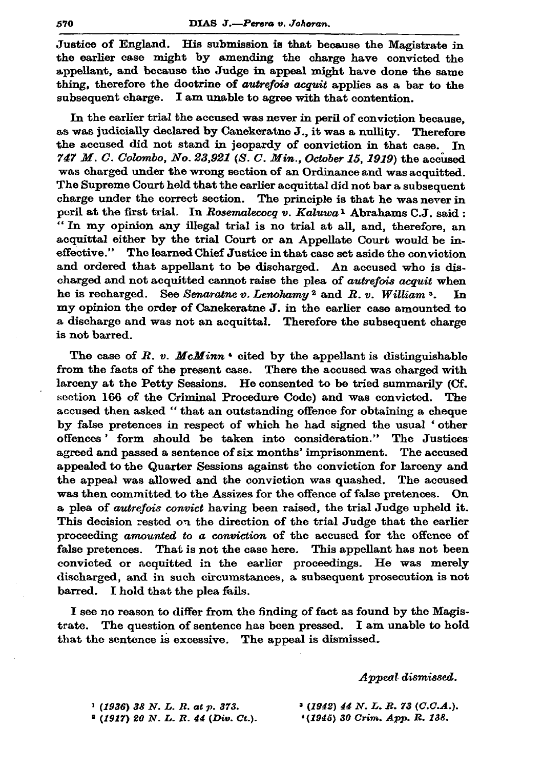Justice of England. His submission is that because the Magistrate in the earlier case might by amending the charge have convicted the appellant, and because the Judge in appeal might have done the same thing, therefore the doctrine of *autrefois acquit* applies as a bar to the subsequent charge. I am unable to agree with that contention.

In the earlier trial the accused was never in peril of conviction because, as was judicially declared by Canekeratne J., it was a nullity. Therefore the accused did not stand in jeopardy of conviction in that case. In *747 M. C. Colombo, No. 23,921 (S. C. Min., October 15, 1919)* the accused was charged under the wrong section of an Ordinance and was acquitted. The Supreme Court held that the earlier acquittal did not bar a subsequent charge under the correct section. The principle is that he was never in peril at the first trial. In *Rosemalecocq v. Kaluwa*[1] Abrahams C.J. said : " In my opinion any illegal trial is no trial at all, and, therefore, an acquittal either by the trial Court or an Appellate Court would be ineffective." The learned Chief Justice in that case set aside the conviction and ordered that appellant to be discharged. An accused who is discharged and not acquitted cannot raise the plea of *autrefois acquit* when he is recharged. See *Senaratne v. Lenohamy*[2] and *R. v. William*[3]. In my opinion the order of Canekeratne J. in the earlier case amounted to a discharge and was not an acquittal. Therefore the subsequent charge is not barred.

The case of *R. v. McMinn*[4] cited by the appellant is distinguishable from the facts of the present case. There the accused was charged with larceny at the Petty Sessions. He consented to be tried summarily (Cf. section 166 of the Criminal Procedure Code) and was convicted. The accused then asked " that an outstanding offence for obtaining a cheque by false pretences in respect of which he had signed the usual ' other offences ' form should be taken into consideration." The Justices agreed and passed a sentence of six months' imprisonment. The accused appealed to the Quarter Sessions against the conviction for larceny and the appeal was allowed and the conviction was quashed. The accused was then committed to the Assizes for the offence of false pretences. On a plea of *autrefois convict* having been raised, the trial Judge upheld it. This decision rested on the direction of the trial Judge that the earlier proceeding *amounted to a conviction* of the accused for the offence of false pretences. That is not the case here. This appellant has not been convicted or acquitted in the earlier proceedings. He was merely discharged, and in such circumstances, a subsequent prosecution is not barred. I hold that the plea fails.

I see no reason to differ from the finding of fact as found by the Magistrate. The question of sentence has been pressed. I am unable to hold that the sentence is excessive. The appeal is dismissed.

*Appeal dismissed.*

[1] *(1936) 38 N. L. R. at p. 373.*

[2] *(1917) 20 N. L. R. 44 (Div. Ct.).*

[3] *(1942) 44 N. L. R. 73 (C.C.A.).*

[4] *(1945) 30 Crim. App. R. 138.*